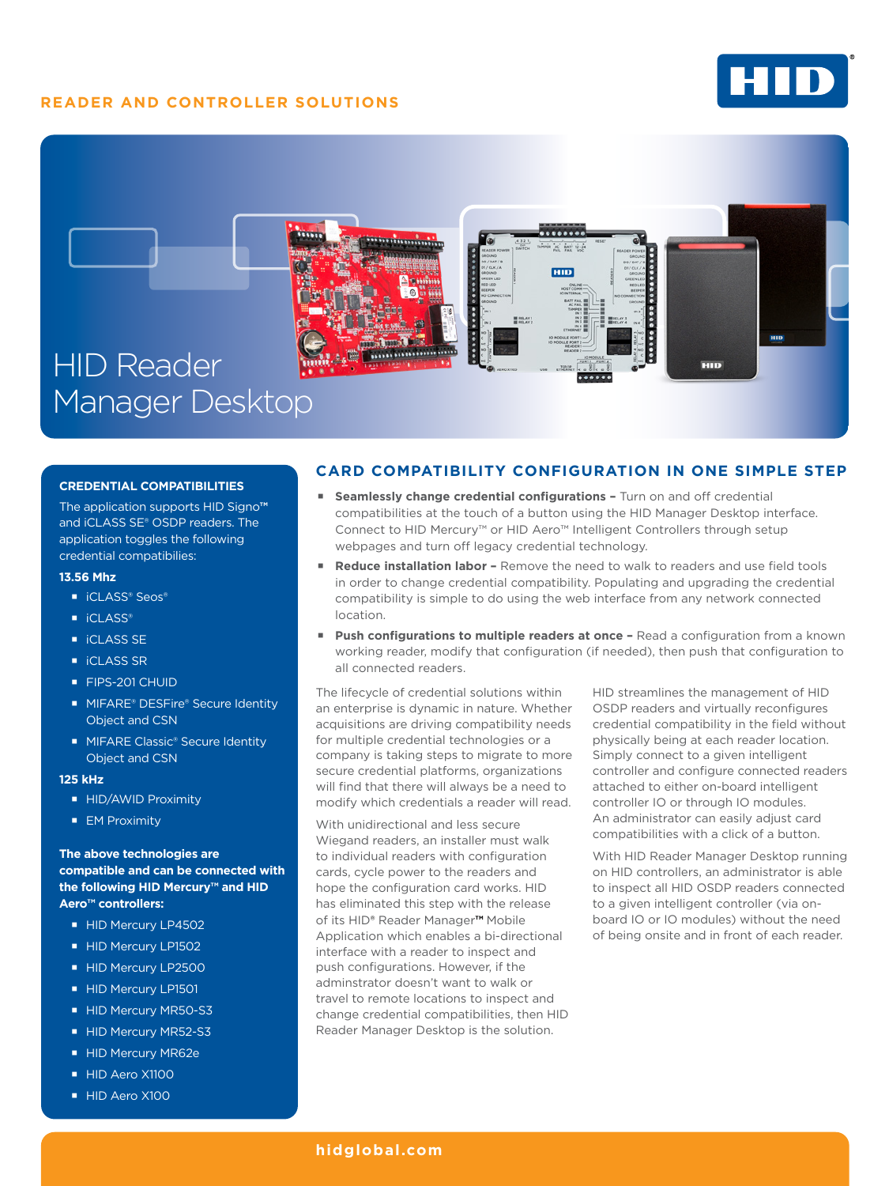READER AND CONTROLLER SOLUTIONS

# HID Reader Manager Desktop

## CREDENTIAL COMPATIBILITIES

The application supports HID Signo™ and iCLASS SE® OSDP readers. The application toggles the following credential compatibilities:

**13.56 Mhz**

- iCLASS® Seos®
- iCLASS®
- iCLASS SE
- iCLASS SR
- FIPS-201 CHUID
- MIFARE® DESFire® Secure Identity Object and CSN
- MIFARE Classic® Secure Identity Object and CSN

**125 kHz**

- HID/AWID Proximity
- EM Proximity

**The above technologies are compatible and can be connected with the following HID Mercury™ and HID Aero™ controllers:**

- HID Mercury LP4502
- HID Mercury LP1502
- HID Mercury LP2500
- HID Mercury LP1501
- HID Mercury MR50-S3
- HID Mercury MR52-S3
- HID Mercury MR62e
- HID Aero X1100
- HID Aero X100

## CARD COMPATIBILITY CONFIGURATION IN ONE SIMPLE STEP

- **Seamlessly change credential configurations –** Turn on and off credential compatibilities at the touch of a button using the HID Manager Desktop interface. Connect to HID Mercury™ or HID Aero™ Intelligent Controllers through setup webpages and turn off legacy credential technology.
- **Reduce installation labor –** Remove the need to walk to readers and use field tools in order to change credential compatibility. Populating and upgrading the credential compatibility is simple to do using the web interface from any network connected location.
- **Push configurations to multiple readers at once –** Read a configuration from a known working reader, modify that configuration (if needed), then push that configuration to all connected readers.

The lifecycle of credential solutions within an enterprise is dynamic in nature. Whether acquisitions are driving compatibility needs for multiple credential technologies or a company is taking steps to migrate to more secure credential platforms, organizations will find that there will always be a need to modify which credentials a reader will read.

With unidirectional and less secure Wiegand readers, an installer must walk to individual readers with configuration cards, cycle power to the readers and hope the configuration card works. HID has eliminated this step with the release of its HID® Reader Manager™ Mobile Application which enables a bi-directional interface with a reader to inspect and push configurations. However, if the adminstrator doesn't want to walk or travel to remote locations to inspect and change credential compatibilities, then HID Reader Manager Desktop is the solution.

HID streamlines the management of HID OSDP readers and virtually reconfigures credential compatibility in the field without physically being at each reader location. Simply connect to a given intelligent controller and configure connected readers attached to either on-board intelligent controller IO or through IO modules. An administrator can easily adjust card compatibilities with a click of a button.

With HID Reader Manager Desktop running on HID controllers, an administrator is able to inspect all HID OSDP readers connected to a given intelligent controller (via on-board IO or IO modules) without the need of being onsite and in front of each reader.

hidglobal.com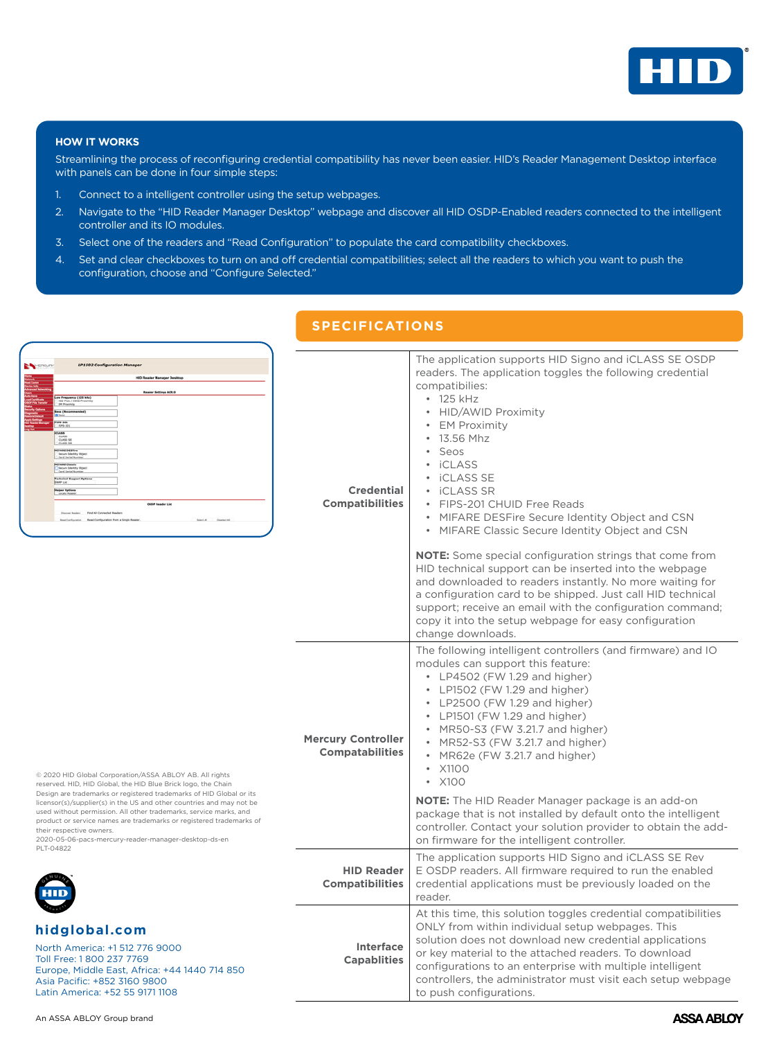## HOW IT WORKS

Streamlining the process of reconfiguring credential compatibility has never been easier. HID's Reader Management Desktop interface with panels can be done in four simple steps:

1. Connect to a intelligent controller using the setup webpages.
2. Navigate to the "HID Reader Manager Desktop" webpage and discover all HID OSDP-Enabled readers connected to the intelligent controller and its IO modules.
3. Select one of the readers and "Read Configuration" to populate the card compatibility checkboxes.
4. Set and clear checkboxes to turn on and off credential compatibilities; select all the readers to which you want to push the configuration, choose and "Configure Selected."

## SPECIFICATIONS

| | |
|---|---|
| **Credential Compatibilities** | The application supports HID Signo and iCLASS SE OSDP readers. The application toggles the following credential compatibilities:<br>• 125 kHz<br>• HID/AWID Proximity<br>• EM Proximity<br>• 13.56 Mhz<br>• Seos<br>• iCLASS<br>• iCLASS SE<br>• iCLASS SR<br>• FIPS-201 CHUID Free Reads<br>• MIFARE DESFire Secure Identity Object and CSN<br>• MIFARE Classic Secure Identity Object and CSN<br><br>**NOTE:** Some special configuration strings that come from HID technical support can be inserted into the webpage and downloaded to readers instantly. No more waiting for a configuration card to be shipped. Just call HID technical support; receive an email with the configuration command; copy it into the setup webpage for easy configuration change downloads. |
| **Mercury Controller Compatabilities** | The following intelligent controllers (and firmware) and IO modules can support this feature:<br>• LP4502 (FW 1.29 and higher)<br>• LP1502 (FW 1.29 and higher)<br>• LP2500 (FW 1.29 and higher)<br>• LP1501 (FW 1.29 and higher)<br>• MR50-S3 (FW 3.21.7 and higher)<br>• MR52-S3 (FW 3.21.7 and higher)<br>• MR62e (FW 3.21.7 and higher)<br>• X1100<br>• X100<br><br>**NOTE:** The HID Reader Manager package is an add-on package that is not installed by default onto the intelligent controller. Contact your solution provider to obtain the add-on firmware for the intelligent controller. |
| **HID Reader Compatibilities** | The application supports HID Signo and iCLASS SE Rev E OSDP readers. All firmware required to run the enabled credential applications must be previously loaded on the reader. |
| **Interface Capablities** | At this time, this solution toggles credential compatibilities ONLY from within individual setup webpages. This solution does not download new credential applications or key material to the attached readers. To download configurations to an enterprise with multiple intelligent controllers, the administrator must visit each setup webpage to push configurations. |

© 2020 HID Global Corporation/ASSA ABLOY AB. All rights reserved. HID, HID Global, the HID Blue Brick logo, the Chain Design are trademarks or registered trademarks of HID Global or its licensor(s)/supplier(s) in the US and other countries and may not be used without permission. All other trademarks, service marks, and product or service names are trademarks or registered trademarks of their respective owners.
2020-05-06-pacs-mercury-reader-manager-desktop-ds-en
PLT-04822

**hidglobal.com**

North America: +1 512 776 9000
Toll Free: 1 800 237 7769
Europe, Middle East, Africa: +44 1440 714 850
Asia Pacific: +852 3160 9800
Latin America: +52 55 9171 1108

An ASSA ABLOY Group brand